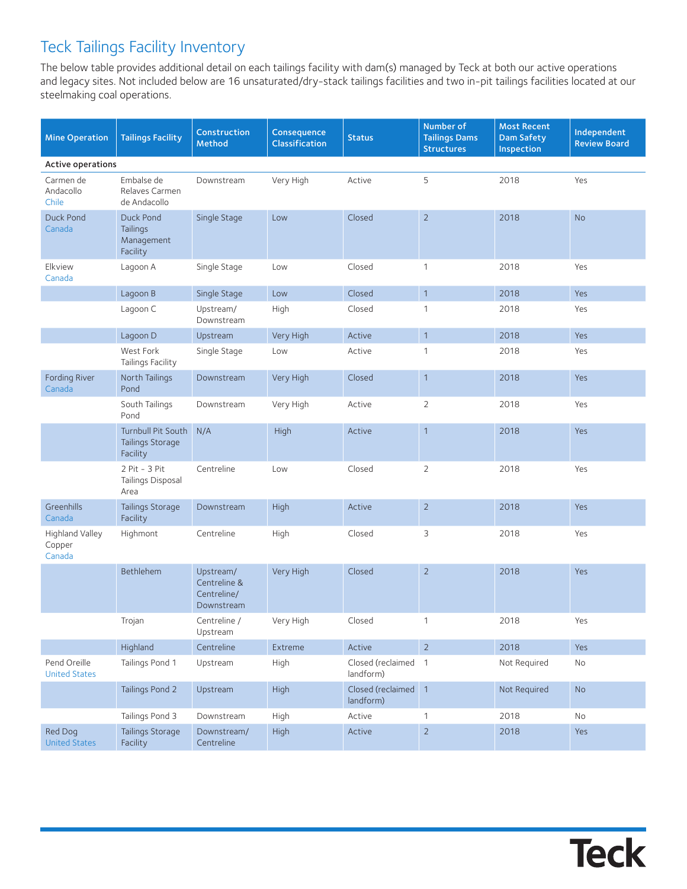# Teck Tailings Facility Inventory

The below table provides additional detail on each tailings facility with dam(s) managed by Teck at both our active operations and legacy sites. Not included below are 16 unsaturated/dry-stack tailings facilities and two in-pit tailings facilities located at our steelmaking coal operations.

| Mine Operation | Tailings Facility | Construction Method | Consequence Classification | Status | Number of Tailings Dams Structures | Most Recent Dam Safety Inspection | Independent Review Board |
|---|---|---|---|---|---|---|---|
| **Active operations** | | | | | | | |
| Carmen de Andacollo Chile | Embalse de Relaves Carmen de Andacollo | Downstream | Very High | Active | 5 | 2018 | Yes |
| Duck Pond Canada | Duck Pond Tailings Management Facility | Single Stage | Low | Closed | 2 | 2018 | No |
| Elkview Canada | Lagoon A | Single Stage | Low | Closed | 1 | 2018 | Yes |
| | Lagoon B | Single Stage | Low | Closed | 1 | 2018 | Yes |
| | Lagoon C | Upstream/ Downstream | High | Closed | 1 | 2018 | Yes |
| | Lagoon D | Upstream | Very High | Active | 1 | 2018 | Yes |
| | West Fork Tailings Facility | Single Stage | Low | Active | 1 | 2018 | Yes |
| Fording River Canada | North Tailings Pond | Downstream | Very High | Closed | 1 | 2018 | Yes |
| | South Tailings Pond | Downstream | Very High | Active | 2 | 2018 | Yes |
| | Turnbull Pit South Tailings Storage Facility | N/A | High | Active | 1 | 2018 | Yes |
| | 2 Pit - 3 Pit Tailings Disposal Area | Centreline | Low | Closed | 2 | 2018 | Yes |
| Greenhills Canada | Tailings Storage Facility | Downstream | High | Active | 2 | 2018 | Yes |
| Highland Valley Copper Canada | Highmont | Centreline | High | Closed | 3 | 2018 | Yes |
| | Bethlehem | Upstream/ Centreline & Centreline/ Downstream | Very High | Closed | 2 | 2018 | Yes |
| | Trojan | Centreline / Upstream | Very High | Closed | 1 | 2018 | Yes |
| | Highland | Centreline | Extreme | Active | 2 | 2018 | Yes |
| Pend Oreille United States | Tailings Pond 1 | Upstream | High | Closed (reclaimed landform) | 1 | Not Required | No |
| | Tailings Pond 2 | Upstream | High | Closed (reclaimed landform) | 1 | Not Required | No |
| | Tailings Pond 3 | Downstream | High | Active | 1 | 2018 | No |
| Red Dog United States | Tailings Storage Facility | Downstream/ Centreline | High | Active | 2 | 2018 | Yes |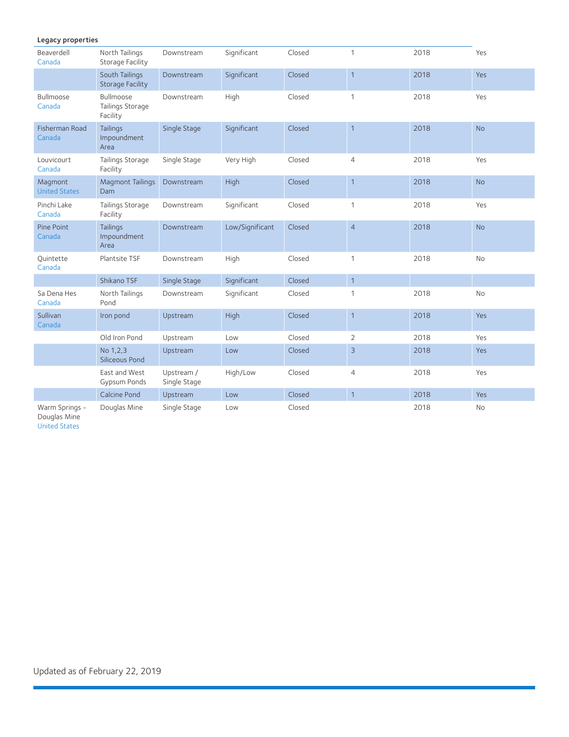**Legacy properties**

| | | | | | | | |
|---|---|---|---|---|---|---|---|
| Beaverdell<br>Canada | North Tailings Storage Facility | Downstream | Significant | Closed | 1 | 2018 | Yes |
| | South Tailings Storage Facility | Downstream | Significant | Closed | 1 | 2018 | Yes |
| Bullmoose<br>Canada | Bullmoose Tailings Storage Facility | Downstream | High | Closed | 1 | 2018 | Yes |
| Fisherman Road<br>Canada | Tailings Impoundment Area | Single Stage | Significant | Closed | 1 | 2018 | No |
| Louvicourt<br>Canada | Tailings Storage Facility | Single Stage | Very High | Closed | 4 | 2018 | Yes |
| Magmont<br>United States | Magmont Tailings Dam | Downstream | High | Closed | 1 | 2018 | No |
| Pinchi Lake<br>Canada | Tailings Storage Facility | Downstream | Significant | Closed | 1 | 2018 | Yes |
| Pine Point<br>Canada | Tailings Impoundment Area | Downstream | Low/Significant | Closed | 4 | 2018 | No |
| Quintette<br>Canada | Plantsite TSF | Downstream | High | Closed | 1 | 2018 | No |
| | Shikano TSF | Single Stage | Significant | Closed | 1 | | |
| Sa Dena Hes<br>Canada | North Tailings Pond | Downstream | Significant | Closed | 1 | 2018 | No |
| Sullivan<br>Canada | Iron pond | Upstream | High | Closed | 1 | 2018 | Yes |
| | Old Iron Pond | Upstream | Low | Closed | 2 | 2018 | Yes |
| | No 1,2,3 Siliceous Pond | Upstream | Low | Closed | 3 | 2018 | Yes |
| | East and West Gypsum Ponds | Upstream / Single Stage | High/Low | Closed | 4 | 2018 | Yes |
| | Calcine Pond | Upstream | Low | Closed | 1 | 2018 | Yes |
| Warm Springs - Douglas Mine<br>United States | Douglas Mine | Single Stage | Low | Closed | | 2018 | No |

Updated as of February 22, 2019